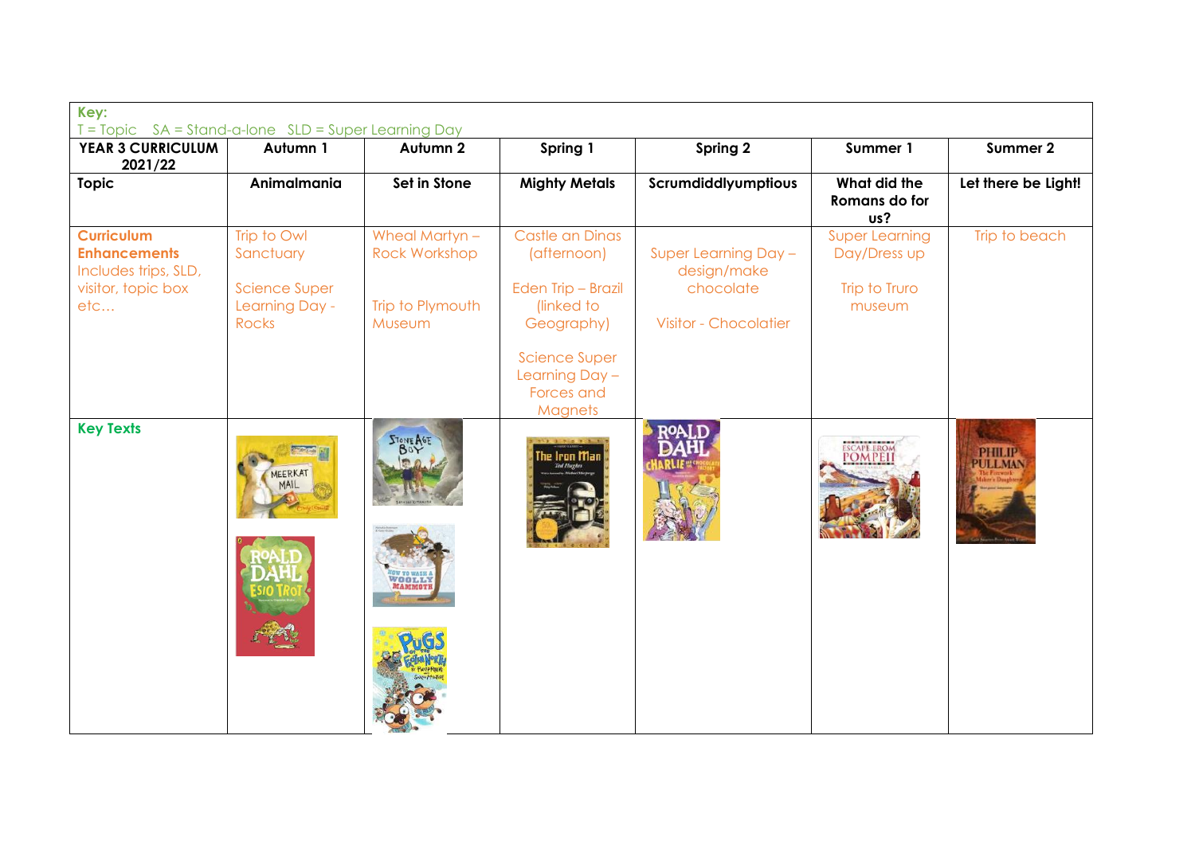**Key:**
T = Topic   SA = Stand-a-lone   SLD = Super Learning Day

| YEAR 3 CURRICULUM 2021/22 | Autumn 1 | Autumn 2 | Spring 1 | Spring 2 | Summer 1 | Summer 2 |
|---|---|---|---|---|---|---|
| **Topic** | **Animalmania** | **Set in Stone** | **Mighty Metals** | **Scrumdiddlyumptious** | **What did the Romans do for us?** | **Let there be Light!** |
| **Curriculum Enhancements** Includes trips, SLD, visitor, topic box etc… | Trip to Owl Sanctuary<br><br>Science Super Learning Day - Rocks | Wheal Martyn – Rock Workshop<br><br>Trip to Plymouth Museum | Castle an Dinas (afternoon)<br><br>Eden Trip – Brazil (linked to Geography)<br><br>Science Super Learning Day – Forces and Magnets | Super Learning Day – design/make chocolate<br><br>Visitor - Chocolatier | Super Learning Day/Dress up<br><br>Trip to Truro museum | Trip to beach |
| **Key Texts** | Meerkat Mail<br>Roald Dahl – Esio Trot | Stone Age Boy<br>How to Wash a Woolly Mammoth<br>Pugs of the Frozen North | The Iron Man – Ted Hughes | Roald Dahl – Charlie and the Chocolate Factory | Escape from Pompeii | Philip Pullman – The Firework-Maker's Daughter |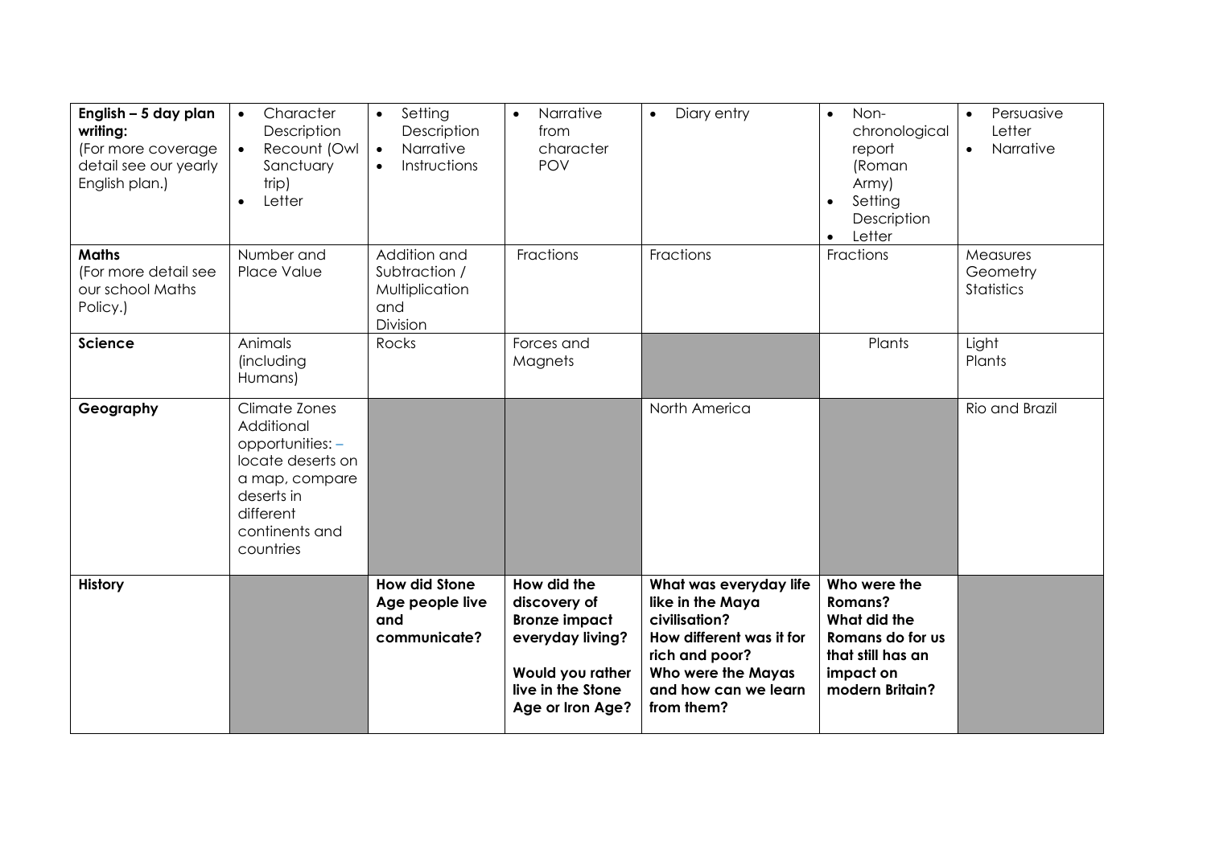| **English – 5 day plan writing:** (For more coverage detail see our yearly English plan.) | • Character Description<br>• Recount (Owl Sanctuary trip)<br>• Letter | • Setting Description<br>• Narrative<br>• Instructions | • Narrative from character POV | • Diary entry | • Non-chronological report (Roman Army)<br>• Setting Description<br>• Letter | • Persuasive Letter<br>• Narrative |
|---|---|---|---|---|---|---|
| **Maths** (For more detail see our school Maths Policy.) | Number and Place Value | Addition and Subtraction / Multiplication and Division | Fractions | Fractions | Fractions | Measures<br>Geometry<br>Statistics |
| **Science** | Animals (including Humans) | Rocks | Forces and Magnets | | Plants | Light<br>Plants |
| **Geography** | Climate Zones<br>Additional opportunities: – locate deserts on a map, compare deserts in different continents and countries | | | North America | | Rio and Brazil |
| **History** | | **How did Stone Age people live and communicate?** | **How did the discovery of Bronze impact everyday living?**<br><br>**Would you rather live in the Stone Age or Iron Age?** | **What was everyday life like in the Maya civilisation?**<br>**How different was it for rich and poor?**<br>**Who were the Mayas and how can we learn from them?** | **Who were the Romans?**<br>**What did the Romans do for us that still has an impact on modern Britain?** | |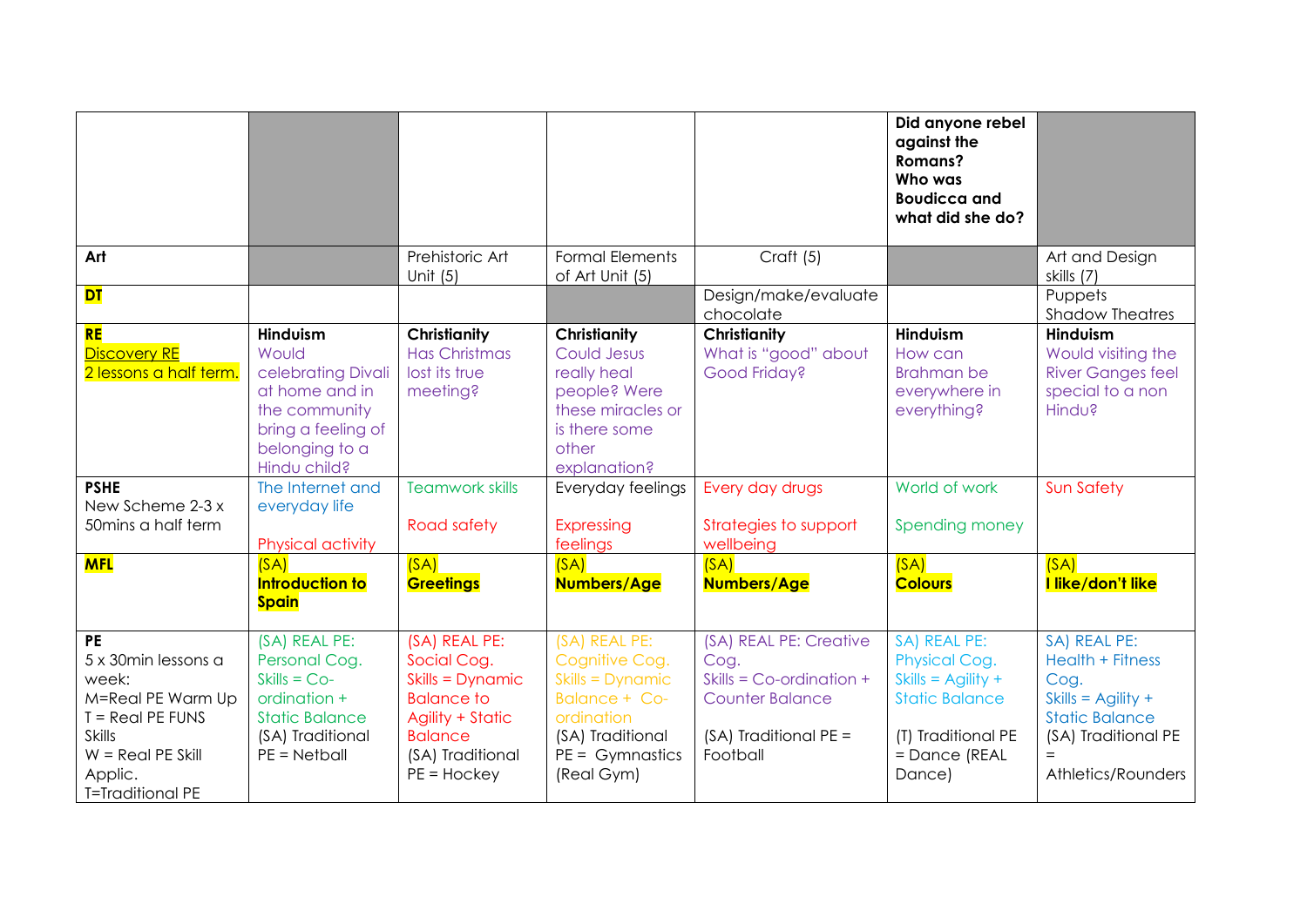| | | | | | | |
|---|---|---|---|---|---|---|
| | | | | | **Did anyone rebel against the Romans? Who was Boudicca and what did she do?** | |
| **Art** | | Prehistoric Art Unit (5) | Formal Elements of Art Unit (5) | Craft (5) | | Art and Design skills (7) |
| **DT** | | | | Design/make/evaluate chocolate | | Puppets Shadow Theatres |
| **RE** Discovery RE 2 lessons a half term. | **Hinduism** Would celebrating Divali at home and in the community bring a feeling of belonging to a Hindu child? | **Christianity** Has Christmas lost its true meeting? | **Christianity** Could Jesus really heal people? Were these miracles or is there some other explanation? | **Christianity** What is "good" about Good Friday? | **Hinduism** How can Brahman be everywhere in everything? | **Hinduism** Would visiting the River Ganges feel special to a non Hindu? |
| **PSHE** New Scheme 2-3 x 50mins a half term | The Internet and everyday life<br><br>Physical activity | Teamwork skills<br><br>Road safety | Everyday feelings<br><br>Expressing feelings | Every day drugs<br><br>Strategies to support wellbeing | World of work<br><br>Spending money | Sun Safety |
| **MFL** | (SA) **Introduction to Spain** | (SA) **Greetings** | (SA) **Numbers/Age** | (SA) **Numbers/Age** | (SA) **Colours** | (SA) **I like/don't like** |
| **PE** 5 x 30min lessons a week: M=Real PE Warm Up T = Real PE FUNS Skills W = Real PE Skill Applic. T=Traditional PE | (SA) REAL PE: Personal Cog. Skills = Co-ordination + Static Balance (SA) Traditional PE = Netball | (SA) REAL PE: Social Cog. Skills = Dynamic Balance to Agility + Static Balance (SA) Traditional PE = Hockey | (SA) REAL PE: Cognitive Cog. Skills = Dynamic Balance + Co-ordination (SA) Traditional PE = Gymnastics (Real Gym) | (SA) REAL PE: Creative Cog. Skills = Co-ordination + Counter Balance<br><br>(SA) Traditional PE = Football | SA) REAL PE: Physical Cog. Skills = Agility + Static Balance<br><br>(T) Traditional PE = Dance (REAL Dance) | SA) REAL PE: Health + Fitness Cog. Skills = Agility + Static Balance (SA) Traditional PE = Athletics/Rounders |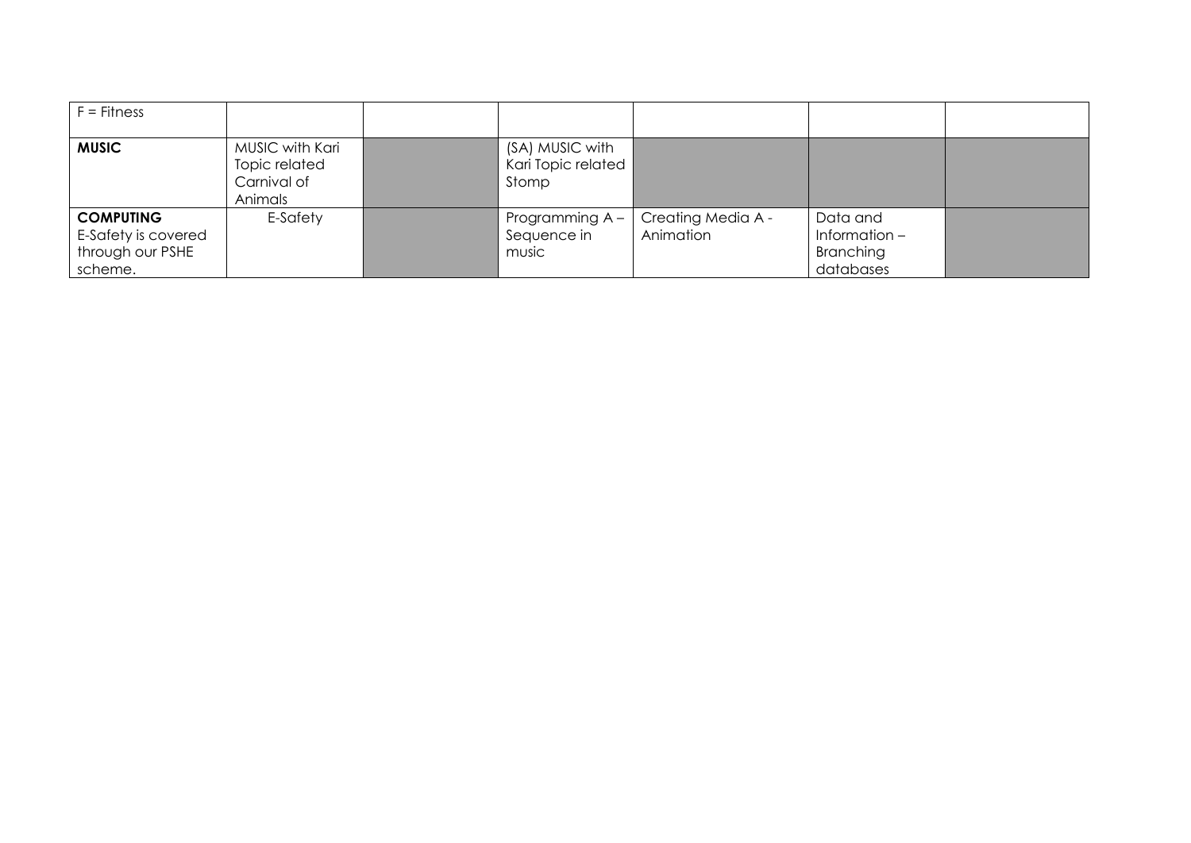| F = Fitness | | | | | | |
|---|---|---|---|---|---|---|
| **MUSIC** | MUSIC with Kari Topic related Carnival of Animals | | (SA) MUSIC with Kari Topic related Stomp | | | |
| **COMPUTING** E-Safety is covered through our PSHE scheme. | E-Safety | | Programming A – Sequence in music | Creating Media A - Animation | Data and Information – Branching databases | |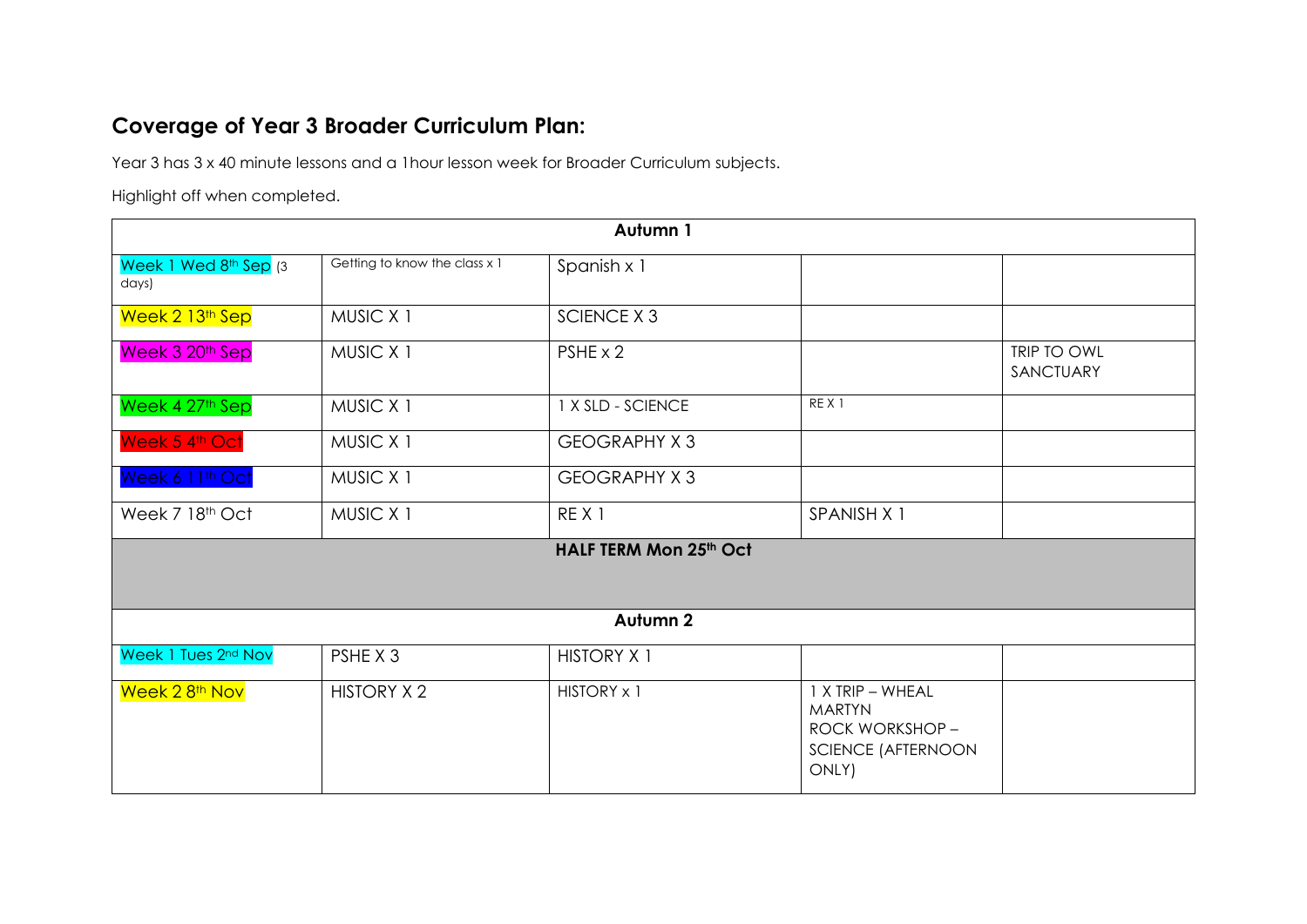## Coverage of Year 3 Broader Curriculum Plan:

Year 3 has 3 x 40 minute lessons and a 1hour lesson week for Broader Curriculum subjects.

Highlight off when completed.

| Autumn 1 | | | | |
|---|---|---|---|---|
| Week 1 Wed 8th Sep (3 days) | Getting to know the class x 1 | Spanish x 1 | | |
| Week 2 13th Sep | MUSIC X 1 | SCIENCE X 3 | | |
| Week 3 20th Sep | MUSIC X 1 | PSHE x 2 | | TRIP TO OWL SANCTUARY |
| Week 4 27th Sep | MUSIC X 1 | 1 X SLD - SCIENCE | RE X 1 | |
| Week 5 4th Oct | MUSIC X 1 | GEOGRAPHY X 3 | | |
| Week 6 11th Oct | MUSIC X 1 | GEOGRAPHY X 3 | | |
| Week 7 18th Oct | MUSIC X 1 | RE X 1 | SPANISH X 1 | |
| **HALF TERM Mon 25th Oct** | | | | |
| **Autumn 2** | | | | |
| Week 1 Tues 2nd Nov | PSHE X 3 | HISTORY X 1 | | |
| Week 2 8th Nov | HISTORY X 2 | HISTORY x 1 | 1 X TRIP – WHEAL MARTYN ROCK WORKSHOP – SCIENCE (AFTERNOON ONLY) | |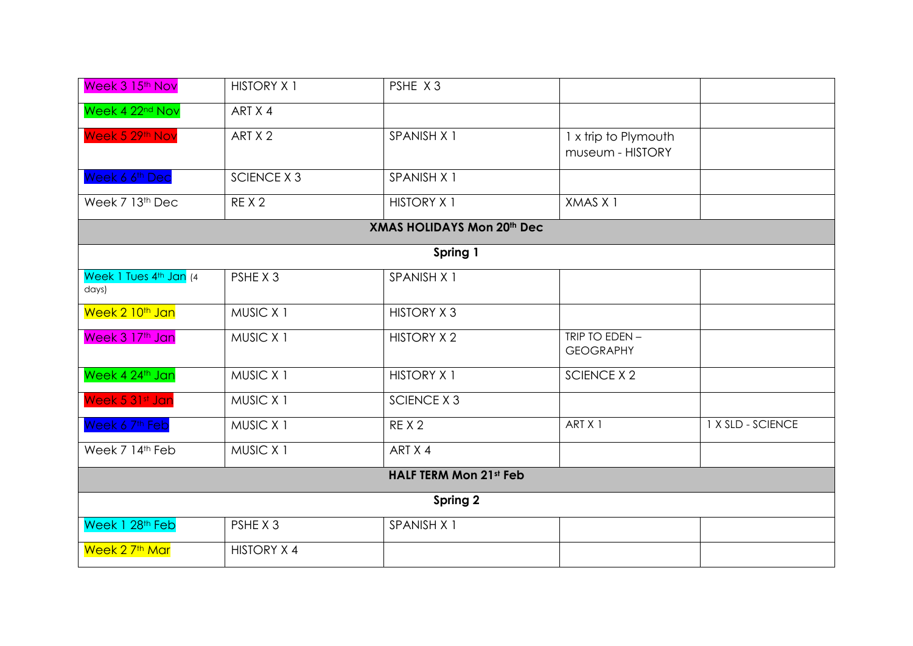| Week 3 15th Nov | HISTORY X 1 | PSHE X 3 | | |
|---|---|---|---|---|
| Week 4 22nd Nov | ART X 4 | | | |
| Week 5 29th Nov | ART X 2 | SPANISH X 1 | 1 x trip to Plymouth museum - HISTORY | |
| Week 6 6th Dec | SCIENCE X 3 | SPANISH X 1 | | |
| Week 7 13th Dec | RE X 2 | HISTORY X 1 | XMAS X 1 | |
| **XMAS HOLIDAYS Mon 20th Dec** | | | | |
| **Spring 1** | | | | |
| Week 1 Tues 4th Jan (4 days) | PSHE X 3 | SPANISH X 1 | | |
| Week 2 10th Jan | MUSIC X 1 | HISTORY X 3 | | |
| Week 3 17th Jan | MUSIC X 1 | HISTORY X 2 | TRIP TO EDEN – GEOGRAPHY | |
| Week 4 24th Jan | MUSIC X 1 | HISTORY X 1 | SCIENCE X 2 | |
| Week 5 31st Jan | MUSIC X 1 | SCIENCE X 3 | | |
| Week 6 7th Feb | MUSIC X 1 | RE X 2 | ART X 1 | 1 X SLD - SCIENCE |
| Week 7 14th Feb | MUSIC X 1 | ART X 4 | | |
| **HALF TERM Mon 21st Feb** | | | | |
| **Spring 2** | | | | |
| Week 1 28th Feb | PSHE X 3 | SPANISH X 1 | | |
| Week 2 7th Mar | HISTORY X 4 | | | |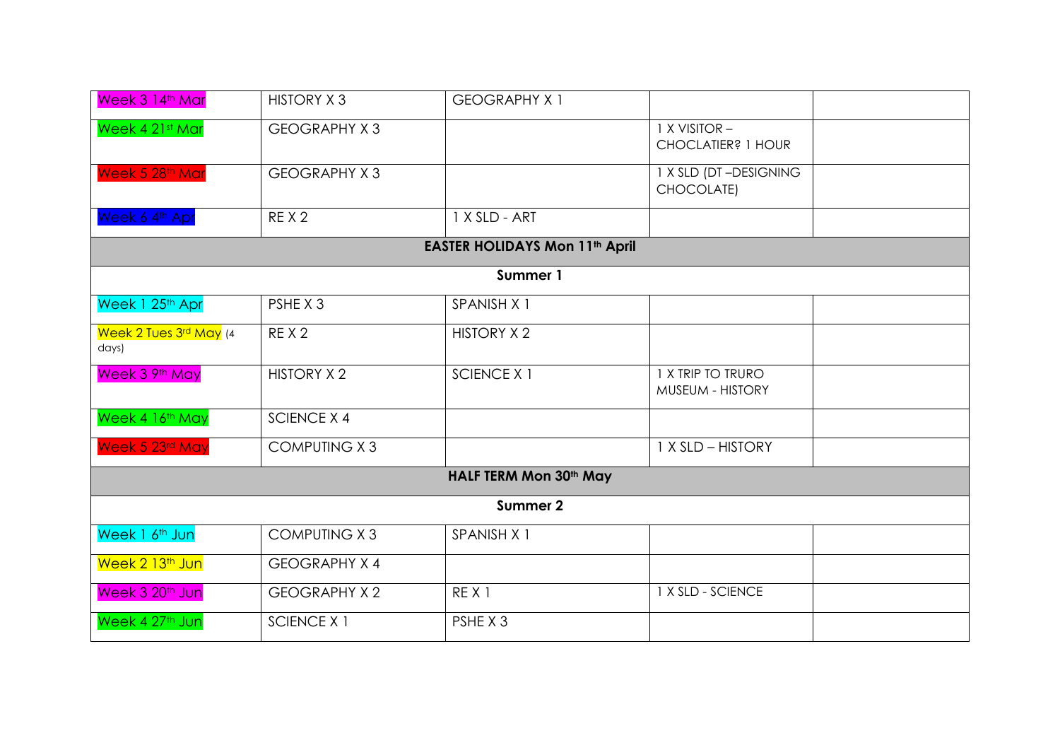| Week 3 14th Mar | HISTORY X 3 | GEOGRAPHY X 1 | | |
|---|---|---|---|---|
| Week 4 21st Mar | GEOGRAPHY X 3 | | 1 X VISITOR – CHOCLATIER? 1 HOUR | |
| Week 5 28th Mar | GEOGRAPHY X 3 | | 1 X SLD (DT –DESIGNING CHOCOLATE) | |
| Week 6 4th Apr | RE X 2 | 1 X SLD - ART | | |
| **EASTER HOLIDAYS Mon 11th April** | | | | |
| **Summer 1** | | | | |
| Week 1 25th Apr | PSHE X 3 | SPANISH X 1 | | |
| Week 2 Tues 3rd May (4 days) | RE X 2 | HISTORY X 2 | | |
| Week 3 9th May | HISTORY X 2 | SCIENCE X 1 | 1 X TRIP TO TRURO MUSEUM - HISTORY | |
| Week 4 16th May | SCIENCE X 4 | | | |
| Week 5 23rd May | COMPUTING X 3 | | 1 X SLD – HISTORY | |
| **HALF TERM Mon 30th May** | | | | |
| **Summer 2** | | | | |
| Week 1 6th Jun | COMPUTING X 3 | SPANISH X 1 | | |
| Week 2 13th Jun | GEOGRAPHY X 4 | | | |
| Week 3 20th Jun | GEOGRAPHY X 2 | RE X 1 | 1 X SLD - SCIENCE | |
| Week 4 27th Jun | SCIENCE X 1 | PSHE X 3 | | |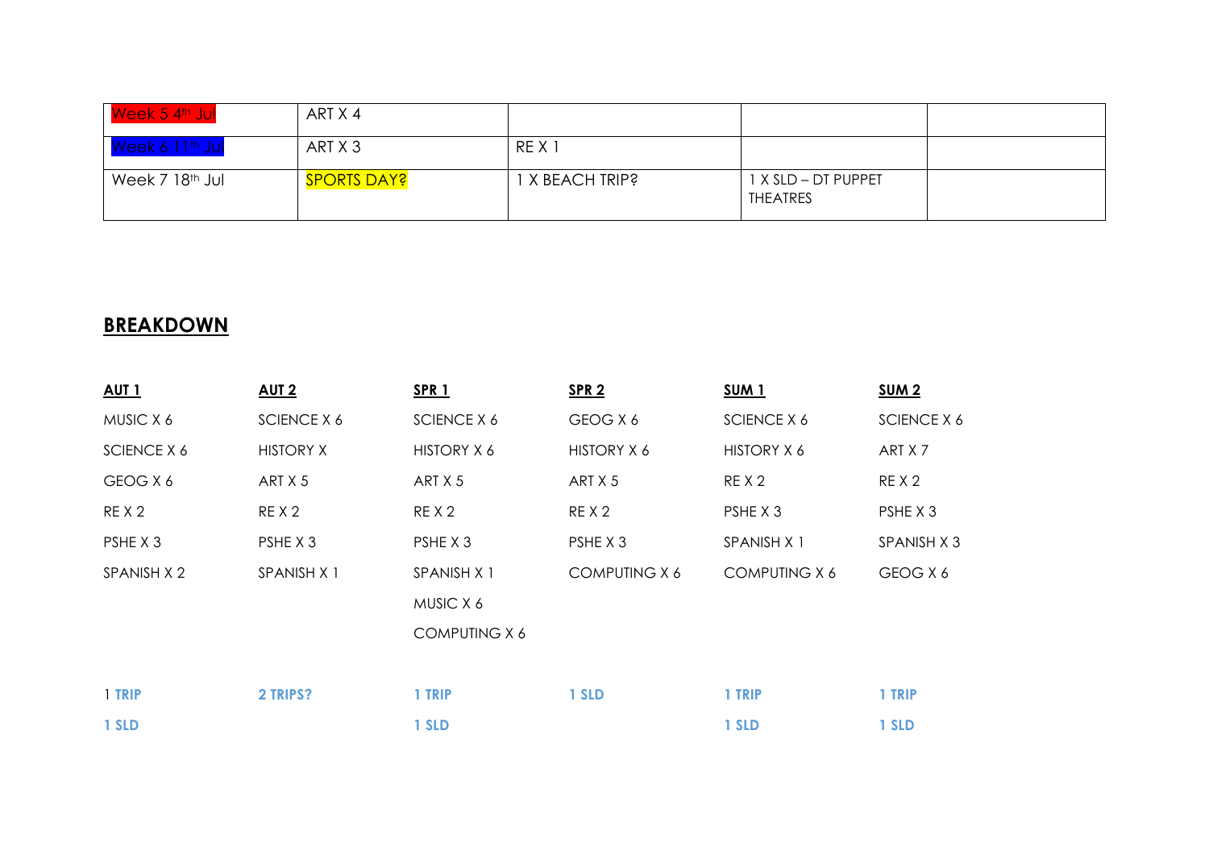| | | | | |
|---|---|---|---|---|
| Week 5 4th Jul | ART X 4 | | | |
| Week 6 11th Jul | ART X 3 | RE X 1 | | |
| Week 7 18th Jul | SPORTS DAY? | 1 X BEACH TRIP? | 1 X SLD – DT PUPPET THEATRES | |

## BREAKDOWN

| **AUT 1** | **AUT 2** | **SPR 1** | **SPR 2** | **SUM 1** | **SUM 2** |
|---|---|---|---|---|---|
| MUSIC X 6 | SCIENCE X 6 | SCIENCE X 6 | GEOG X 6 | SCIENCE X 6 | SCIENCE X 6 |
| SCIENCE X 6 | HISTORY X | HISTORY X 6 | HISTORY X 6 | HISTORY X 6 | ART X 7 |
| GEOG X 6 | ART X 5 | ART X 5 | ART X 5 | RE X 2 | RE X 2 |
| RE X 2 | RE X 2 | RE X 2 | RE X 2 | PSHE X 3 | PSHE X 3 |
| PSHE X 3 | PSHE X 3 | PSHE X 3 | PSHE X 3 | SPANISH X 1 | SPANISH X 3 |
| SPANISH X 2 | SPANISH X 1 | SPANISH X 1 | COMPUTING X 6 | COMPUTING X 6 | GEOG X 6 |
| | | MUSIC X 6 | | | |
| | | COMPUTING X 6 | | | |
| 1 **TRIP** | **2 TRIPS?** | **1 TRIP** | **1 SLD** | **1 TRIP** | **1 TRIP** |
| **1 SLD** | | **1 SLD** | | **1 SLD** | **1 SLD** |